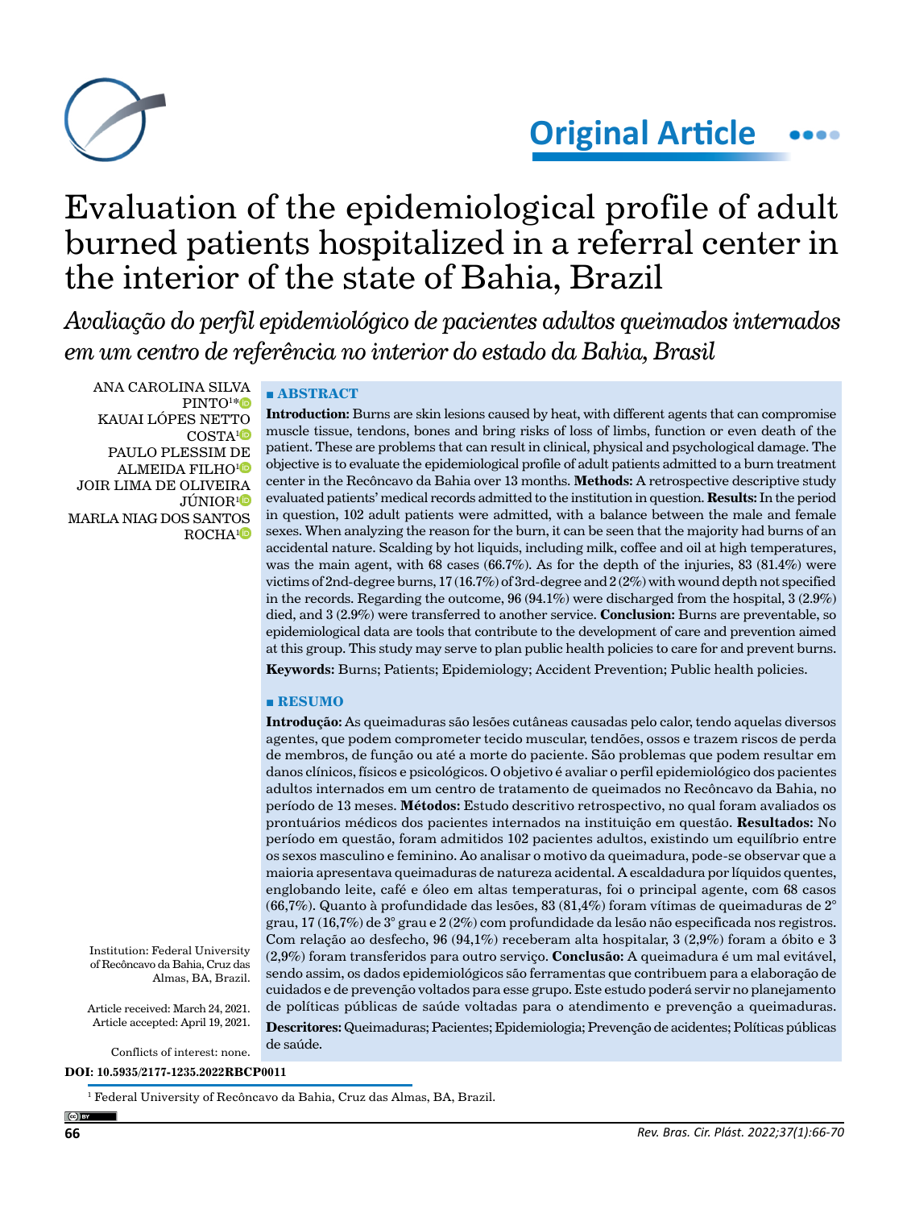Original Article

# Evaluation of the epidemiological profile of adult burned patients hospitalized in a referral center in the interior of the state of Bahia, Brazil

*Avaliação do perfil epidemiológico de pacientes adultos queimados internados em um centro de referência no interior do estado da Bahia, Brasil*

ANA CAROLINA SILVA PINTO[1]*
KAUAI LÓPES NETTO COSTA[1]
PAULO PLESSIM DE ALMEIDA FILHO[1]
JOIR LIMA DE OLIVEIRA JÚNIOR[1]
MARLA NIAG DOS SANTOS ROCHA[1]

## ■ ABSTRACT

**Introduction:** Burns are skin lesions caused by heat, with different agents that can compromise muscle tissue, tendons, bones and bring risks of loss of limbs, function or even death of the patient. These are problems that can result in clinical, physical and psychological damage. The objective is to evaluate the epidemiological profile of adult patients admitted to a burn treatment center in the Recôncavo da Bahia over 13 months. **Methods:** A retrospective descriptive study evaluated patients' medical records admitted to the institution in question. **Results:** In the period in question, 102 adult patients were admitted, with a balance between the male and female sexes. When analyzing the reason for the burn, it can be seen that the majority had burns of an accidental nature. Scalding by hot liquids, including milk, coffee and oil at high temperatures, was the main agent, with 68 cases (66.7%). As for the depth of the injuries, 83 (81.4%) were victims of 2nd-degree burns, 17 (16.7%) of 3rd-degree and 2 (2%) with wound depth not specified in the records. Regarding the outcome, 96 (94.1%) were discharged from the hospital, 3 (2.9%) died, and 3 (2.9%) were transferred to another service. **Conclusion:** Burns are preventable, so epidemiological data are tools that contribute to the development of care and prevention aimed at this group. This study may serve to plan public health policies to care for and prevent burns.

**Keywords:** Burns; Patients; Epidemiology; Accident Prevention; Public health policies.

## ■ RESUMO

**Introdução:** As queimaduras são lesões cutâneas causadas pelo calor, tendo aquelas diversos agentes, que podem comprometer tecido muscular, tendões, ossos e trazem riscos de perda de membros, de função ou até a morte do paciente. São problemas que podem resultar em danos clínicos, físicos e psicológicos. O objetivo é avaliar o perfil epidemiológico dos pacientes adultos internados em um centro de tratamento de queimados no Recôncavo da Bahia, no período de 13 meses. **Métodos:** Estudo descritivo retrospectivo, no qual foram avaliados os prontuários médicos dos pacientes internados na instituição em questão. **Resultados:** No período em questão, foram admitidos 102 pacientes adultos, existindo um equilíbrio entre os sexos masculino e feminino. Ao analisar o motivo da queimadura, pode-se observar que a maioria apresentava queimaduras de natureza acidental. A escaldadura por líquidos quentes, englobando leite, café e óleo em altas temperaturas, foi o principal agente, com 68 casos (66,7%). Quanto à profundidade das lesões, 83 (81,4%) foram vítimas de queimaduras de 2° grau, 17 (16,7%) de 3° grau e 2 (2%) com profundidade da lesão não especificada nos registros. Com relação ao desfecho, 96 (94,1%) receberam alta hospitalar, 3 (2,9%) foram a óbito e 3 (2,9%) foram transferidos para outro serviço. **Conclusão:** A queimadura é um mal evitável, sendo assim, os dados epidemiológicos são ferramentas que contribuem para a elaboração de cuidados e de prevenção voltados para esse grupo. Este estudo poderá servir no planejamento de políticas públicas de saúde voltadas para o atendimento e prevenção a queimaduras.

**Descritores:** Queimaduras; Pacientes; Epidemiologia; Prevenção de acidentes; Políticas públicas de saúde.

Institution: Federal University of Recôncavo da Bahia, Cruz das Almas, BA, Brazil.

Article received: March 24, 2021.
Article accepted: April 19, 2021.

Conflicts of interest: none.

**DOI: 10.5935/2177-1235.2022RBCP0011**

[1] Federal University of Recôncavo da Bahia, Cruz das Almas, BA, Brazil.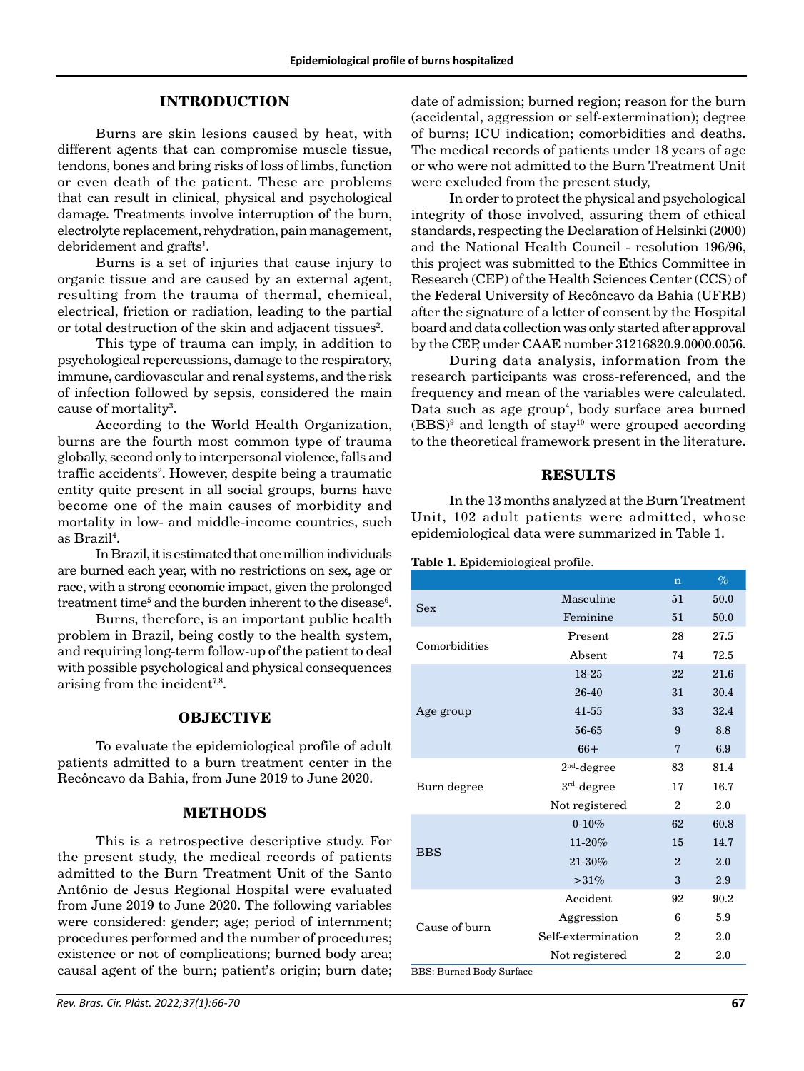## INTRODUCTION

Burns are skin lesions caused by heat, with different agents that can compromise muscle tissue, tendons, bones and bring risks of loss of limbs, function or even death of the patient. These are problems that can result in clinical, physical and psychological damage. Treatments involve interruption of the burn, electrolyte replacement, rehydration, pain management, debridement and grafts[1].

Burns is a set of injuries that cause injury to organic tissue and are caused by an external agent, resulting from the trauma of thermal, chemical, electrical, friction or radiation, leading to the partial or total destruction of the skin and adjacent tissues[2].

This type of trauma can imply, in addition to psychological repercussions, damage to the respiratory, immune, cardiovascular and renal systems, and the risk of infection followed by sepsis, considered the main cause of mortality[3].

According to the World Health Organization, burns are the fourth most common type of trauma globally, second only to interpersonal violence, falls and traffic accidents[2]. However, despite being a traumatic entity quite present in all social groups, burns have become one of the main causes of morbidity and mortality in low- and middle-income countries, such as Brazil[4].

In Brazil, it is estimated that one million individuals are burned each year, with no restrictions on sex, age or race, with a strong economic impact, given the prolonged treatment time[5] and the burden inherent to the disease[6].

Burns, therefore, is an important public health problem in Brazil, being costly to the health system, and requiring long-term follow-up of the patient to deal with possible psychological and physical consequences arising from the incident[7,8].

## OBJECTIVE

To evaluate the epidemiological profile of adult patients admitted to a burn treatment center in the Recôncavo da Bahia, from June 2019 to June 2020.

## METHODS

This is a retrospective descriptive study. For the present study, the medical records of patients admitted to the Burn Treatment Unit of the Santo Antônio de Jesus Regional Hospital were evaluated from June 2019 to June 2020. The following variables were considered: gender; age; period of internment; procedures performed and the number of procedures; existence or not of complications; burned body area; causal agent of the burn; patient's origin; burn date; date of admission; burned region; reason for the burn (accidental, aggression or self-extermination); degree of burns; ICU indication; comorbidities and deaths. The medical records of patients under 18 years of age or who were not admitted to the Burn Treatment Unit were excluded from the present study,

In order to protect the physical and psychological integrity of those involved, assuring them of ethical standards, respecting the Declaration of Helsinki (2000) and the National Health Council - resolution 196/96, this project was submitted to the Ethics Committee in Research (CEP) of the Health Sciences Center (CCS) of the Federal University of Recôncavo da Bahia (UFRB) after the signature of a letter of consent by the Hospital board and data collection was only started after approval by the CEP, under CAAE number 31216820.9.0000.0056.

During data analysis, information from the research participants was cross-referenced, and the frequency and mean of the variables were calculated. Data such as age group[4], body surface area burned (BBS)[9] and length of stay[10] were grouped according to the theoretical framework present in the literature.

## RESULTS

In the 13 months analyzed at the Burn Treatment Unit, 102 adult patients were admitted, whose epidemiological data were summarized in Table 1.

**Table 1.** Epidemiological profile.

| | | n | % |
|---|---|---|---|
| Sex | Masculine | 51 | 50.0 |
| | Feminine | 51 | 50.0 |
| Comorbidities | Present | 28 | 27.5 |
| | Absent | 74 | 72.5 |
| Age group | 18-25 | 22 | 21.6 |
| | 26-40 | 31 | 30.4 |
| | 41-55 | 33 | 32.4 |
| | 56-65 | 9 | 8.8 |
| | 66+ | 7 | 6.9 |
| Burn degree | 2nd-degree | 83 | 81.4 |
| | 3rd-degree | 17 | 16.7 |
| | Not registered | 2 | 2.0 |
| BBS | 0-10% | 62 | 60.8 |
| | 11-20% | 15 | 14.7 |
| | 21-30% | 2 | 2.0 |
| | >31% | 3 | 2.9 |
| Cause of burn | Accident | 92 | 90.2 |
| | Aggression | 6 | 5.9 |
| | Self-extermination | 2 | 2.0 |
| | Not registered | 2 | 2.0 |

BBS: Burned Body Surface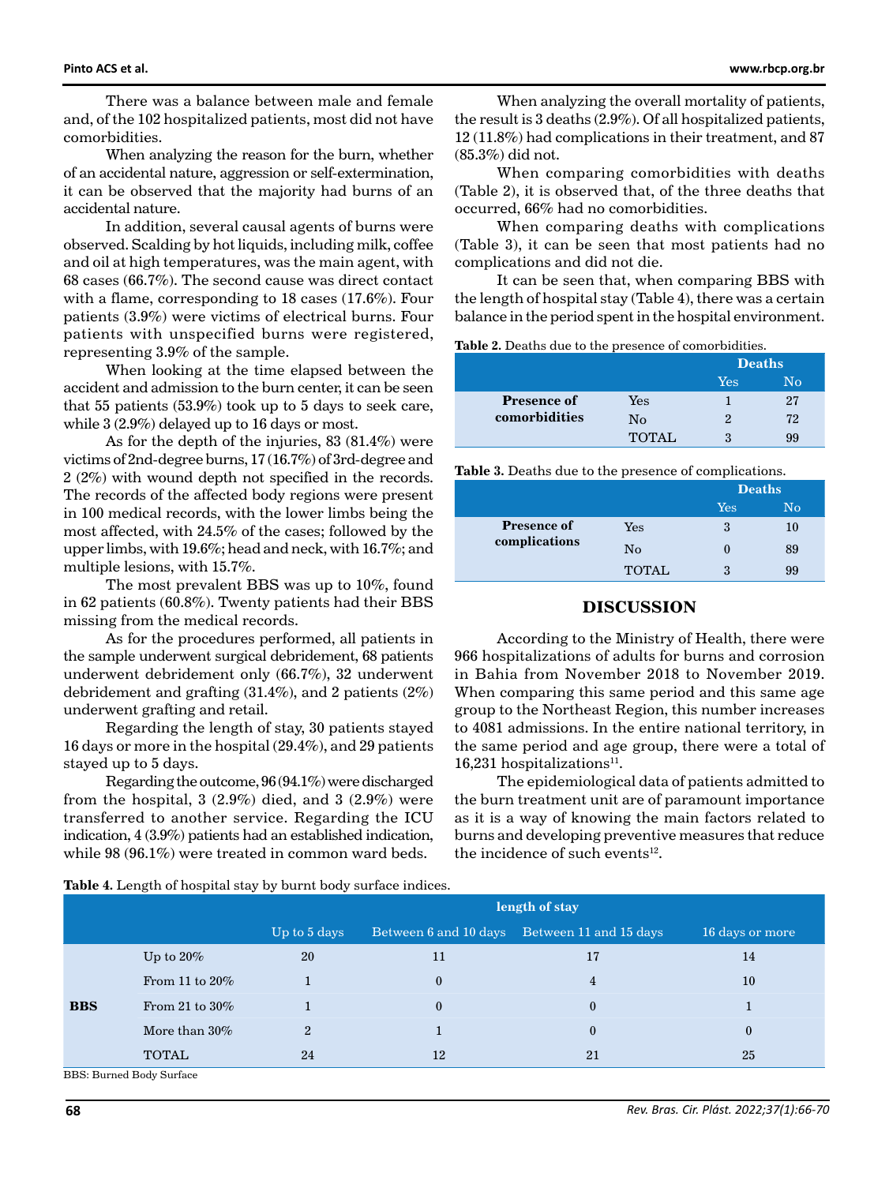There was a balance between male and female and, of the 102 hospitalized patients, most did not have comorbidities.

When analyzing the reason for the burn, whether of an accidental nature, aggression or self-extermination, it can be observed that the majority had burns of an accidental nature.

In addition, several causal agents of burns were observed. Scalding by hot liquids, including milk, coffee and oil at high temperatures, was the main agent, with 68 cases (66.7%). The second cause was direct contact with a flame, corresponding to 18 cases (17.6%). Four patients (3.9%) were victims of electrical burns. Four patients with unspecified burns were registered, representing 3.9% of the sample.

When looking at the time elapsed between the accident and admission to the burn center, it can be seen that 55 patients (53.9%) took up to 5 days to seek care, while 3 (2.9%) delayed up to 16 days or most.

As for the depth of the injuries, 83 (81.4%) were victims of 2nd-degree burns, 17 (16.7%) of 3rd-degree and 2 (2%) with wound depth not specified in the records. The records of the affected body regions were present in 100 medical records, with the lower limbs being the most affected, with 24.5% of the cases; followed by the upper limbs, with 19.6%; head and neck, with 16.7%; and multiple lesions, with 15.7%.

The most prevalent BBS was up to 10%, found in 62 patients (60.8%). Twenty patients had their BBS missing from the medical records.

As for the procedures performed, all patients in the sample underwent surgical debridement, 68 patients underwent debridement only (66.7%), 32 underwent debridement and grafting (31.4%), and 2 patients (2%) underwent grafting and retail.

Regarding the length of stay, 30 patients stayed 16 days or more in the hospital (29.4%), and 29 patients stayed up to 5 days.

Regarding the outcome, 96 (94.1%) were discharged from the hospital, 3 (2.9%) died, and 3 (2.9%) were transferred to another service. Regarding the ICU indication, 4 (3.9%) patients had an established indication, while 98 (96.1%) were treated in common ward beds.

When analyzing the overall mortality of patients, the result is 3 deaths (2.9%). Of all hospitalized patients, 12 (11.8%) had complications in their treatment, and 87 (85.3%) did not.

When comparing comorbidities with deaths (Table 2), it is observed that, of the three deaths that occurred, 66% had no comorbidities.

When comparing deaths with complications (Table 3), it can be seen that most patients had no complications and did not die.

It can be seen that, when comparing BBS with the length of hospital stay (Table 4), there was a certain balance in the period spent in the hospital environment.

**Table 2.** Deaths due to the presence of comorbidities.

| | | Deaths | |
|---|---|---|---|
| | | Yes | No |
| **Presence of comorbidities** | Yes | 1 | 27 |
| | No | 2 | 72 |
| | TOTAL | 3 | 99 |

**Table 3.** Deaths due to the presence of complications.

| | | Deaths | |
|---|---|---|---|
| | | Yes | No |
| **Presence of complications** | Yes | 3 | 10 |
| | No | 0 | 89 |
| | TOTAL | 3 | 99 |

## DISCUSSION

According to the Ministry of Health, there were 966 hospitalizations of adults for burns and corrosion in Bahia from November 2018 to November 2019. When comparing this same period and this same age group to the Northeast Region, this number increases to 4081 admissions. In the entire national territory, in the same period and age group, there were a total of 16,231 hospitalizations[11].

The epidemiological data of patients admitted to the burn treatment unit are of paramount importance as it is a way of knowing the main factors related to burns and developing preventive measures that reduce the incidence of such events[12].

**Table 4.** Length of hospital stay by burnt body surface indices.

| | | length of stay | | | |
|---|---|---|---|---|---|
| | | Up to 5 days | Between 6 and 10 days | Between 11 and 15 days | 16 days or more |
| **BBS** | Up to 20% | 20 | 11 | 17 | 14 |
| | From 11 to 20% | 1 | 0 | 4 | 10 |
| | From 21 to 30% | 1 | 0 | 0 | 1 |
| | More than 30% | 2 | 1 | 0 | 0 |
| | TOTAL | 24 | 12 | 21 | 25 |

BBS: Burned Body Surface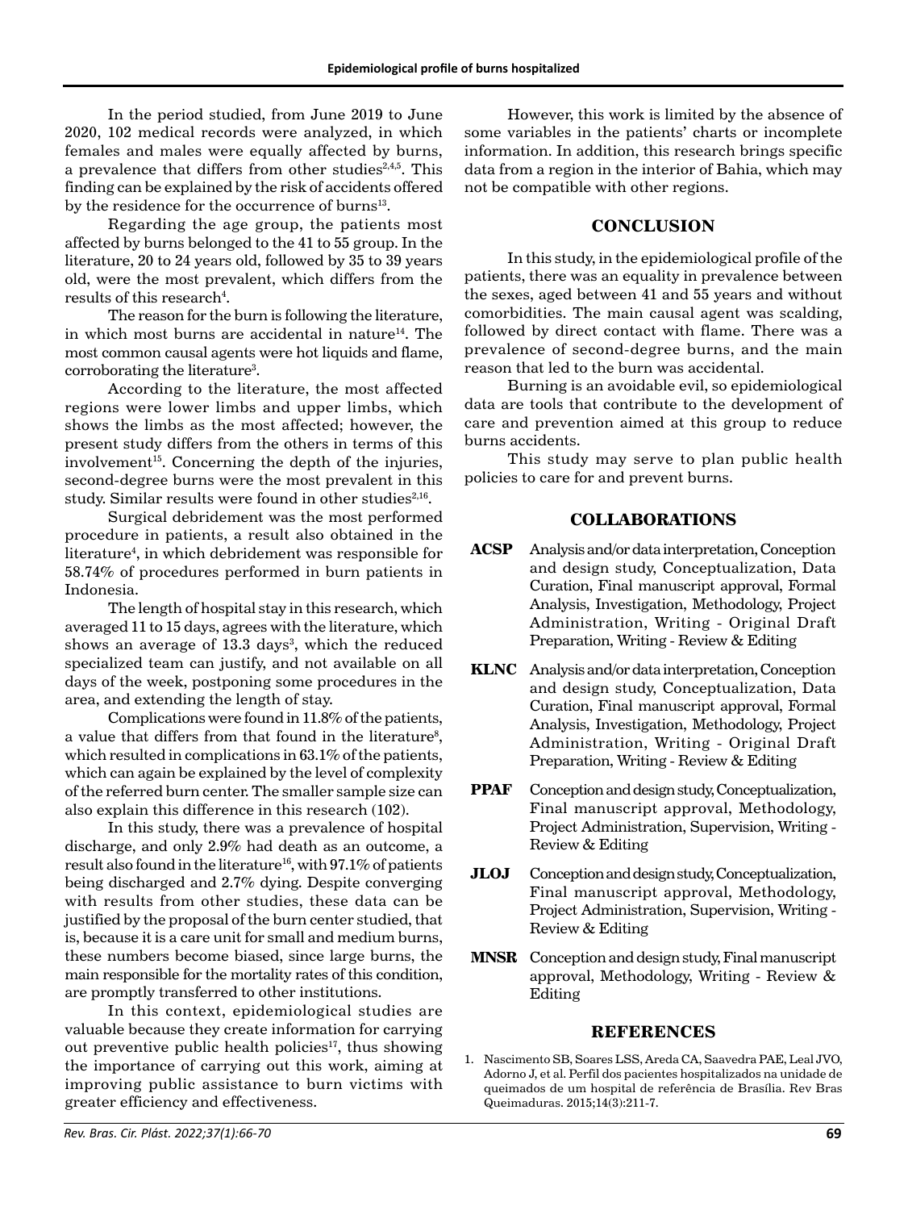In the period studied, from June 2019 to June 2020, 102 medical records were analyzed, in which females and males were equally affected by burns, a prevalence that differs from other studies[2,4,5]. This finding can be explained by the risk of accidents offered by the residence for the occurrence of burns[13].

Regarding the age group, the patients most affected by burns belonged to the 41 to 55 group. In the literature, 20 to 24 years old, followed by 35 to 39 years old, were the most prevalent, which differs from the results of this research[4].

The reason for the burn is following the literature, in which most burns are accidental in nature[14]. The most common causal agents were hot liquids and flame, corroborating the literature[3].

According to the literature, the most affected regions were lower limbs and upper limbs, which shows the limbs as the most affected; however, the present study differs from the others in terms of this involvement[15]. Concerning the depth of the injuries, second-degree burns were the most prevalent in this study. Similar results were found in other studies[2,16].

Surgical debridement was the most performed procedure in patients, a result also obtained in the literature[4], in which debridement was responsible for 58.74% of procedures performed in burn patients in Indonesia.

The length of hospital stay in this research, which averaged 11 to 15 days, agrees with the literature, which shows an average of 13.3 days[3], which the reduced specialized team can justify, and not available on all days of the week, postponing some procedures in the area, and extending the length of stay.

Complications were found in 11.8% of the patients, a value that differs from that found in the literature[8], which resulted in complications in 63.1% of the patients, which can again be explained by the level of complexity of the referred burn center. The smaller sample size can also explain this difference in this research (102).

In this study, there was a prevalence of hospital discharge, and only 2.9% had death as an outcome, a result also found in the literature[16], with 97.1% of patients being discharged and 2.7% dying. Despite converging with results from other studies, these data can be justified by the proposal of the burn center studied, that is, because it is a care unit for small and medium burns, these numbers become biased, since large burns, the main responsible for the mortality rates of this condition, are promptly transferred to other institutions.

In this context, epidemiological studies are valuable because they create information for carrying out preventive public health policies[17], thus showing the importance of carrying out this work, aiming at improving public assistance to burn victims with greater efficiency and effectiveness.

However, this work is limited by the absence of some variables in the patients' charts or incomplete information. In addition, this research brings specific data from a region in the interior of Bahia, which may not be compatible with other regions.

## CONCLUSION

In this study, in the epidemiological profile of the patients, there was an equality in prevalence between the sexes, aged between 41 and 55 years and without comorbidities. The main causal agent was scalding, followed by direct contact with flame. There was a prevalence of second-degree burns, and the main reason that led to the burn was accidental.

Burning is an avoidable evil, so epidemiological data are tools that contribute to the development of care and prevention aimed at this group to reduce burns accidents.

This study may serve to plan public health policies to care for and prevent burns.

## COLLABORATIONS

**ACSP** Analysis and/or data interpretation, Conception and design study, Conceptualization, Data Curation, Final manuscript approval, Formal Analysis, Investigation, Methodology, Project Administration, Writing - Original Draft Preparation, Writing - Review & Editing

**KLNC** Analysis and/or data interpretation, Conception and design study, Conceptualization, Data Curation, Final manuscript approval, Formal Analysis, Investigation, Methodology, Project Administration, Writing - Original Draft Preparation, Writing - Review & Editing

**PPAF** Conception and design study, Conceptualization, Final manuscript approval, Methodology, Project Administration, Supervision, Writing - Review & Editing

**JLOJ** Conception and design study, Conceptualization, Final manuscript approval, Methodology, Project Administration, Supervision, Writing - Review & Editing

**MNSR** Conception and design study, Final manuscript approval, Methodology, Writing - Review & Editing

## REFERENCES

1. Nascimento SB, Soares LSS, Areda CA, Saavedra PAE, Leal JVO, Adorno J, et al. Perfil dos pacientes hospitalizados na unidade de queimados de um hospital de referência de Brasília. Rev Bras Queimaduras. 2015;14(3):211-7.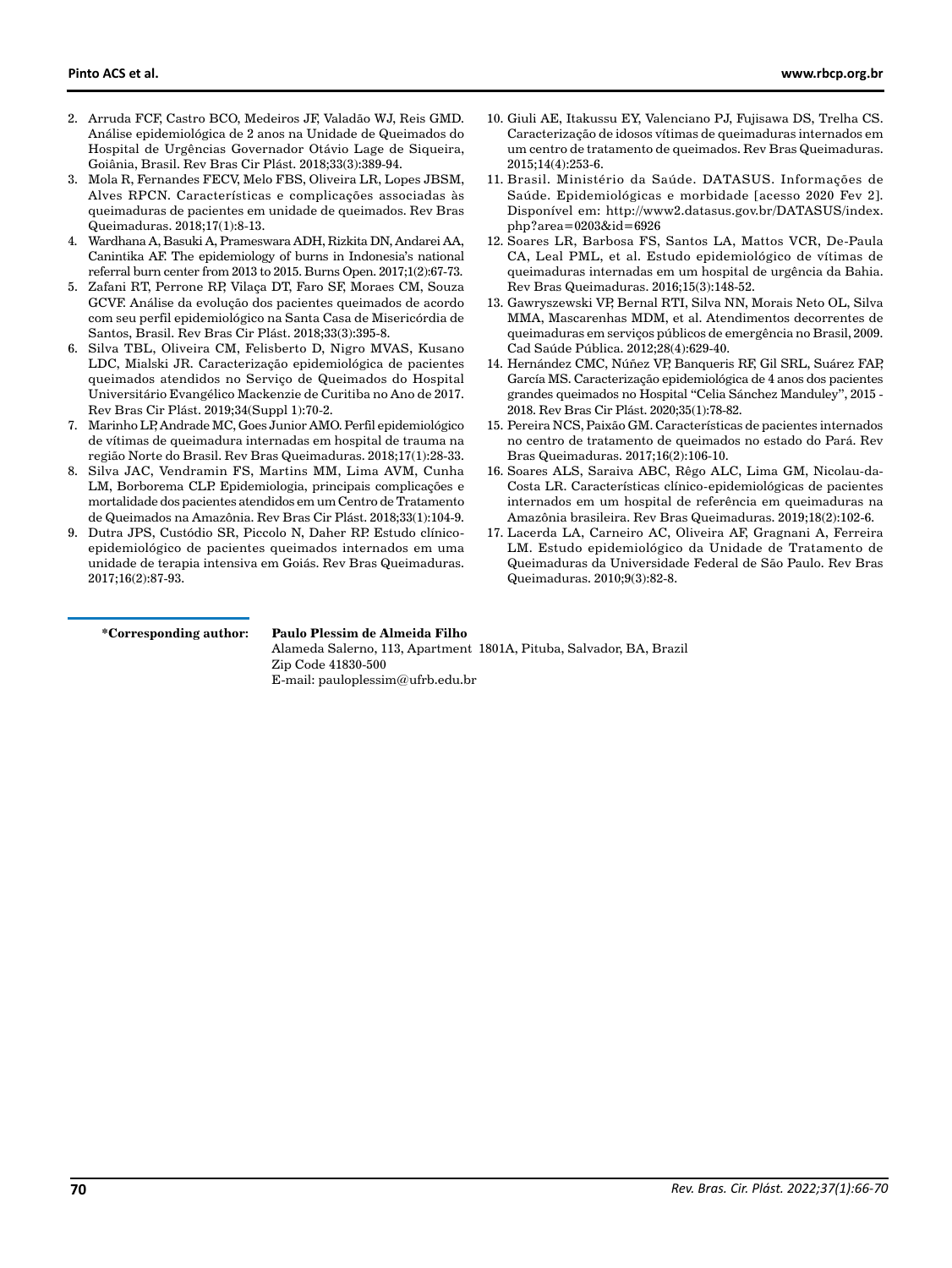2. Arruda FCF, Castro BCO, Medeiros JF, Valadão WJ, Reis GMD. Análise epidemiológica de 2 anos na Unidade de Queimados do Hospital de Urgências Governador Otávio Lage de Siqueira, Goiânia, Brasil. Rev Bras Cir Plást. 2018;33(3):389-94.
3. Mola R, Fernandes FECV, Melo FBS, Oliveira LR, Lopes JBSM, Alves RPCN. Características e complicações associadas às queimaduras de pacientes em unidade de queimados. Rev Bras Queimaduras. 2018;17(1):8-13.
4. Wardhana A, Basuki A, Prameswara ADH, Rizkita DN, Andarei AA, Canintika AF. The epidemiology of burns in Indonesia's national referral burn center from 2013 to 2015. Burns Open. 2017;1(2):67-73.
5. Zafani RT, Perrone RP, Vilaça DT, Faro SF, Moraes CM, Souza GCVF. Análise da evolução dos pacientes queimados de acordo com seu perfil epidemiológico na Santa Casa de Misericórdia de Santos, Brasil. Rev Bras Cir Plást. 2018;33(3):395-8.
6. Silva TBL, Oliveira CM, Felisberto D, Nigro MVAS, Kusano LDC, Mialski JR. Caracterização epidemiológica de pacientes queimados atendidos no Serviço de Queimados do Hospital Universitário Evangélico Mackenzie de Curitiba no Ano de 2017. Rev Bras Cir Plást. 2019;34(Suppl 1):70-2.
7. Marinho LP, Andrade MC, Goes Junior AMO. Perfil epidemiológico de vítimas de queimadura internadas em hospital de trauma na região Norte do Brasil. Rev Bras Queimaduras. 2018;17(1):28-33.
8. Silva JAC, Vendramin FS, Martins MM, Lima AVM, Cunha LM, Borborema CLP. Epidemiologia, principais complicações e mortalidade dos pacientes atendidos em um Centro de Tratamento de Queimados na Amazônia. Rev Bras Cir Plást. 2018;33(1):104-9.
9. Dutra JPS, Custódio SR, Piccolo N, Daher RP. Estudo clínico-epidemiológico de pacientes queimados internados em uma unidade de terapia intensiva em Goiás. Rev Bras Queimaduras. 2017;16(2):87-93.
10. Giuli AE, Itakussu EY, Valenciano PJ, Fujisawa DS, Trelha CS. Caracterização de idosos vítimas de queimaduras internados em um centro de tratamento de queimados. Rev Bras Queimaduras. 2015;14(4):253-6.
11. Brasil. Ministério da Saúde. DATASUS. Informações de Saúde. Epidemiológicas e morbidade [acesso 2020 Fev 2]. Disponível em: http://www2.datasus.gov.br/DATASUS/index.php?area=0203&id=6926
12. Soares LR, Barbosa FS, Santos LA, Mattos VCR, De-Paula CA, Leal PML, et al. Estudo epidemiológico de vítimas de queimaduras internadas em um hospital de urgência da Bahia. Rev Bras Queimaduras. 2016;15(3):148-52.
13. Gawryszewski VP, Bernal RTI, Silva NN, Morais Neto OL, Silva MMA, Mascarenhas MDM, et al. Atendimentos decorrentes de queimaduras em serviços públicos de emergência no Brasil, 2009. Cad Saúde Pública. 2012;28(4):629-40.
14. Hernández CMC, Núñez VP, Banqueris RF, Gil SRL, Suárez FAP, García MS. Caracterização epidemiológica de 4 anos dos pacientes grandes queimados no Hospital "Celia Sánchez Manduley", 2015 - 2018. Rev Bras Cir Plást. 2020;35(1):78-82.
15. Pereira NCS, Paixão GM. Características de pacientes internados no centro de tratamento de queimados no estado do Pará. Rev Bras Queimaduras. 2017;16(2):106-10.
16. Soares ALS, Saraiva ABC, Rêgo ALC, Lima GM, Nicolau-da-Costa LR. Características clínico-epidemiológicas de pacientes internados em um hospital de referência em queimaduras na Amazônia brasileira. Rev Bras Queimaduras. 2019;18(2):102-6.
17. Lacerda LA, Carneiro AC, Oliveira AF, Gragnani A, Ferreira LM. Estudo epidemiológico da Unidade de Tratamento de Queimaduras da Universidade Federal de São Paulo. Rev Bras Queimaduras. 2010;9(3):82-8.

**\*Corresponding author:** **Paulo Plessim de Almeida Filho**
Alameda Salerno, 113, Apartment 1801A, Pituba, Salvador, BA, Brazil
Zip Code 41830-500
E-mail: pauloplessim@ufrb.edu.br